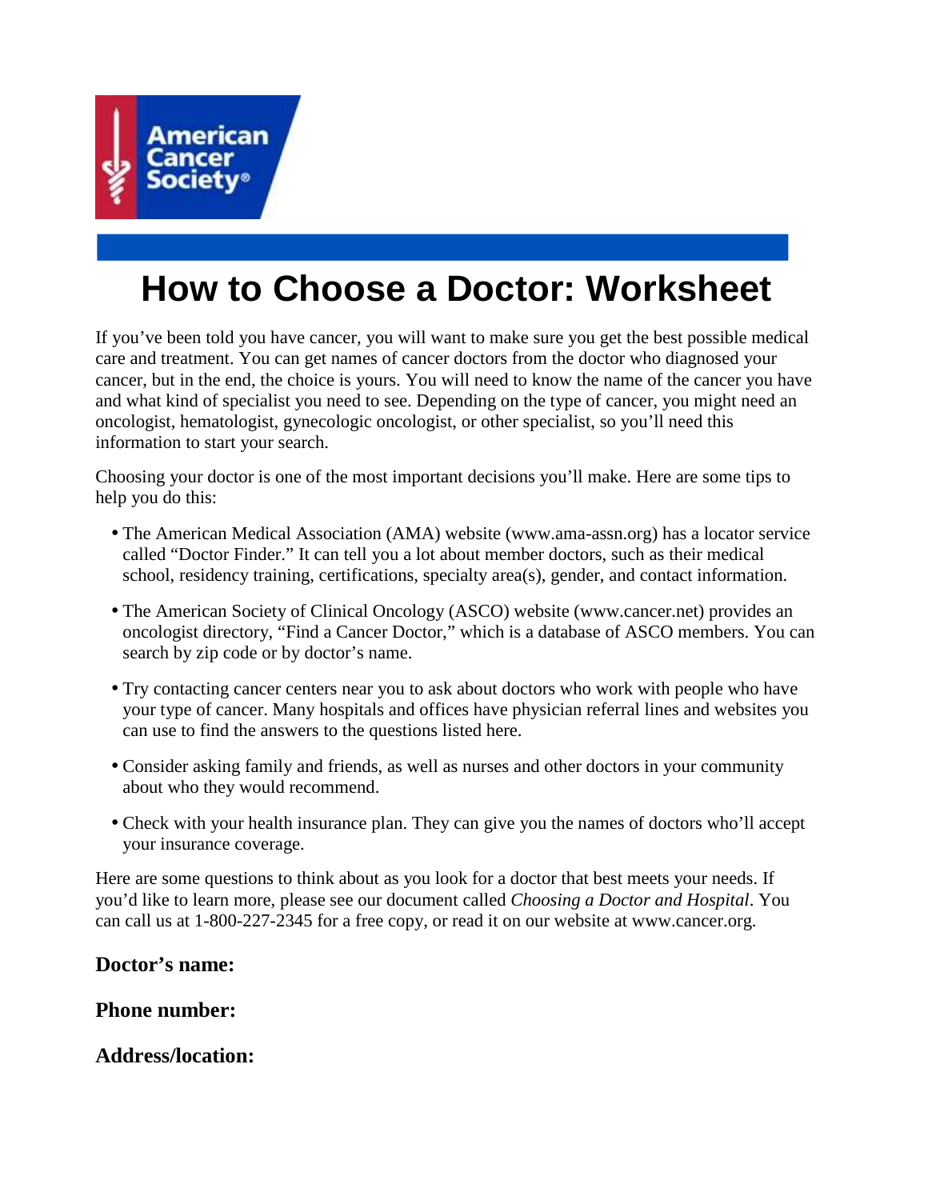# How to Choose a Doctor: Worksheet

If you've been told you have cancer, you will want to make sure you get the best possible medical care and treatment. You can get names of cancer doctors from the doctor who diagnosed your cancer, but in the end, the choice is yours. You will need to know the name of the cancer you have and what kind of specialist you need to see. Depending on the type of cancer, you might need an oncologist, hematologist, gynecologic oncologist, or other specialist, so you'll need this information to start your search.

Choosing your doctor is one of the most important decisions you'll make. Here are some tips to help you do this:

- The American Medical Association (AMA) website (www.ama-assn.org) has a locator service called "Doctor Finder." It can tell you a lot about member doctors, such as their medical school, residency training, certifications, specialty area(s), gender, and contact information.
- The American Society of Clinical Oncology (ASCO) website (www.cancer.net) provides an oncologist directory, "Find a Cancer Doctor," which is a database of ASCO members. You can search by zip code or by doctor's name.
- Try contacting cancer centers near you to ask about doctors who work with people who have your type of cancer. Many hospitals and offices have physician referral lines and websites you can use to find the answers to the questions listed here.
- Consider asking family and friends, as well as nurses and other doctors in your community about who they would recommend.
- Check with your health insurance plan. They can give you the names of doctors who'll accept your insurance coverage.

Here are some questions to think about as you look for a doctor that best meets your needs. If you'd like to learn more, please see our document called *Choosing a Doctor and Hospital*. You can call us at 1-800-227-2345 for a free copy, or read it on our website at www.cancer.org.

**Doctor's name:**

**Phone number:**

**Address/location:**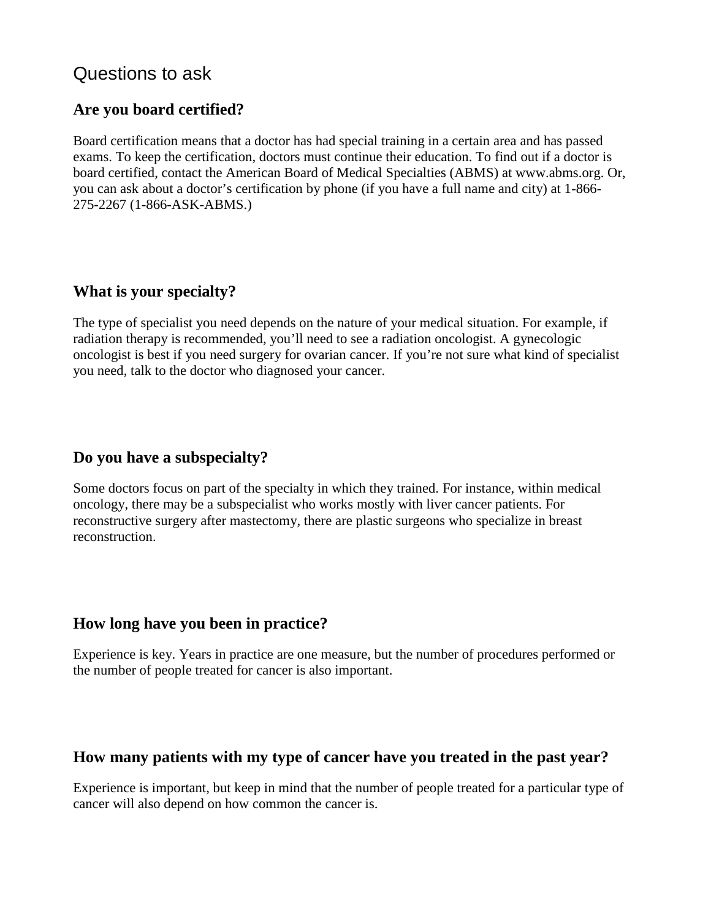## Questions to ask

### Are you board certified?

Board certification means that a doctor has had special training in a certain area and has passed exams. To keep the certification, doctors must continue their education. To find out if a doctor is board certified, contact the American Board of Medical Specialties (ABMS) at www.abms.org. Or, you can ask about a doctor's certification by phone (if you have a full name and city) at 1-866-275-2267 (1-866-ASK-ABMS.)

### What is your specialty?

The type of specialist you need depends on the nature of your medical situation. For example, if radiation therapy is recommended, you'll need to see a radiation oncologist. A gynecologic oncologist is best if you need surgery for ovarian cancer. If you're not sure what kind of specialist you need, talk to the doctor who diagnosed your cancer.

### Do you have a subspecialty?

Some doctors focus on part of the specialty in which they trained. For instance, within medical oncology, there may be a subspecialist who works mostly with liver cancer patients. For reconstructive surgery after mastectomy, there are plastic surgeons who specialize in breast reconstruction.

### How long have you been in practice?

Experience is key. Years in practice are one measure, but the number of procedures performed or the number of people treated for cancer is also important.

### How many patients with my type of cancer have you treated in the past year?

Experience is important, but keep in mind that the number of people treated for a particular type of cancer will also depend on how common the cancer is.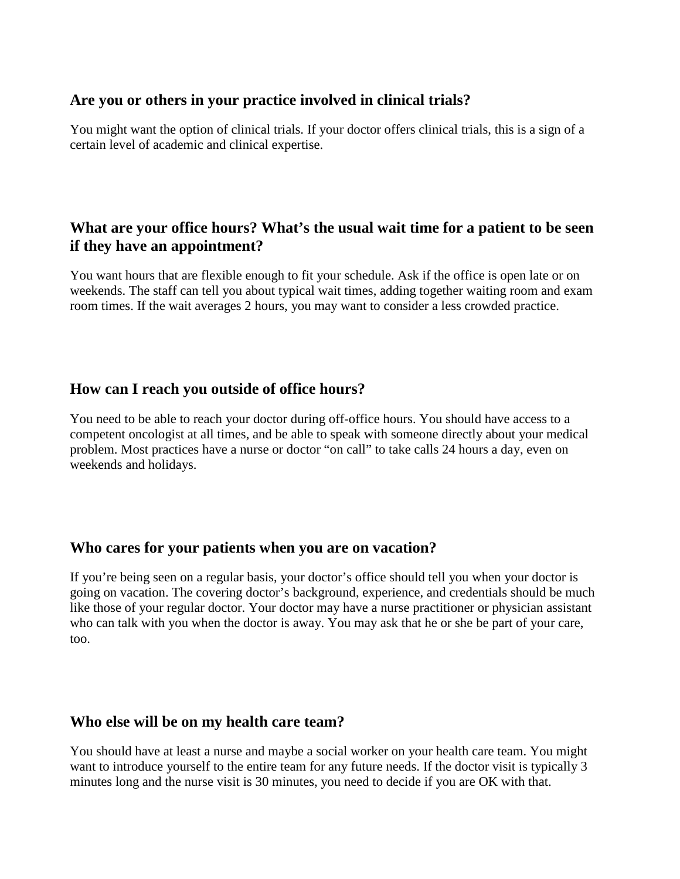### Are you or others in your practice involved in clinical trials?

You might want the option of clinical trials. If your doctor offers clinical trials, this is a sign of a certain level of academic and clinical expertise.

### What are your office hours? What's the usual wait time for a patient to be seen if they have an appointment?

You want hours that are flexible enough to fit your schedule. Ask if the office is open late or on weekends. The staff can tell you about typical wait times, adding together waiting room and exam room times. If the wait averages 2 hours, you may want to consider a less crowded practice.

### How can I reach you outside of office hours?

You need to be able to reach your doctor during off-office hours. You should have access to a competent oncologist at all times, and be able to speak with someone directly about your medical problem. Most practices have a nurse or doctor "on call" to take calls 24 hours a day, even on weekends and holidays.

### Who cares for your patients when you are on vacation?

If you're being seen on a regular basis, your doctor's office should tell you when your doctor is going on vacation. The covering doctor's background, experience, and credentials should be much like those of your regular doctor. Your doctor may have a nurse practitioner or physician assistant who can talk with you when the doctor is away. You may ask that he or she be part of your care, too.

### Who else will be on my health care team?

You should have at least a nurse and maybe a social worker on your health care team. You might want to introduce yourself to the entire team for any future needs. If the doctor visit is typically 3 minutes long and the nurse visit is 30 minutes, you need to decide if you are OK with that.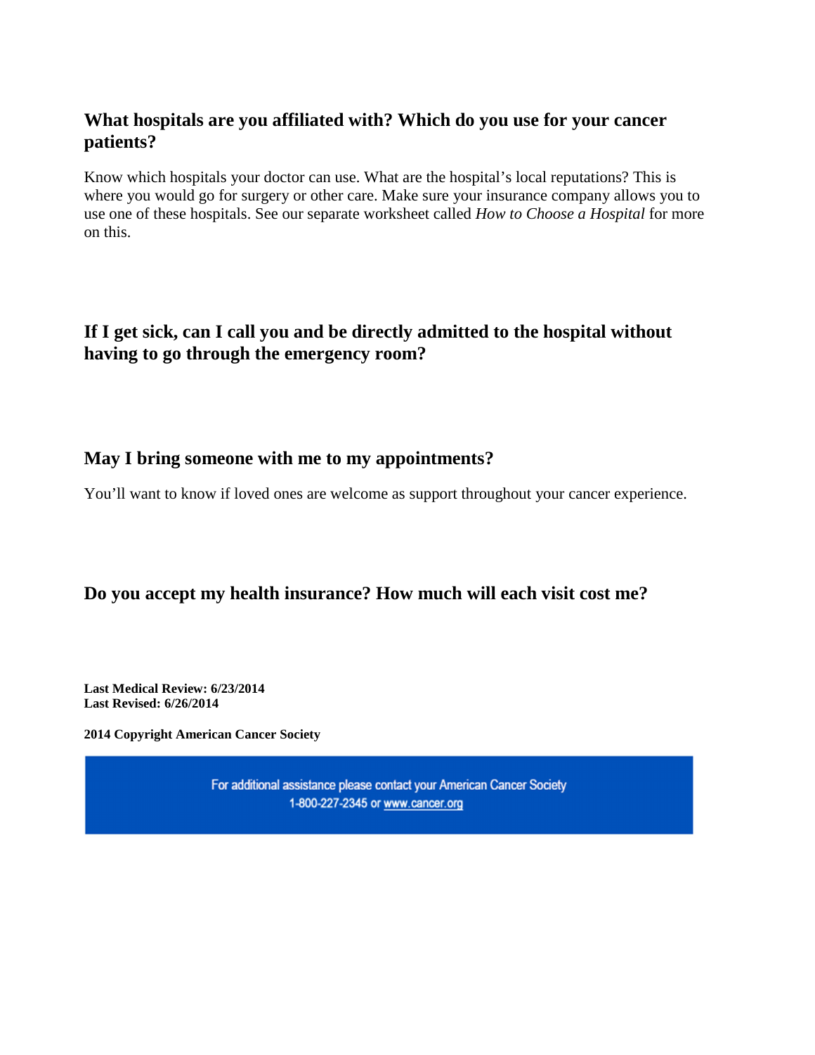## What hospitals are you affiliated with? Which do you use for your cancer patients?

Know which hospitals your doctor can use. What are the hospital's local reputations? This is where you would go for surgery or other care. Make sure your insurance company allows you to use one of these hospitals. See our separate worksheet called *How to Choose a Hospital* for more on this.

## If I get sick, can I call you and be directly admitted to the hospital without having to go through the emergency room?

## May I bring someone with me to my appointments?

You'll want to know if loved ones are welcome as support throughout your cancer experience.

## Do you accept my health insurance? How much will each visit cost me?

**Last Medical Review: 6/23/2014**
**Last Revised: 6/26/2014**

**2014 Copyright American Cancer Society**

For additional assistance please contact your American Cancer Society
1-800-227-2345 or www.cancer.org